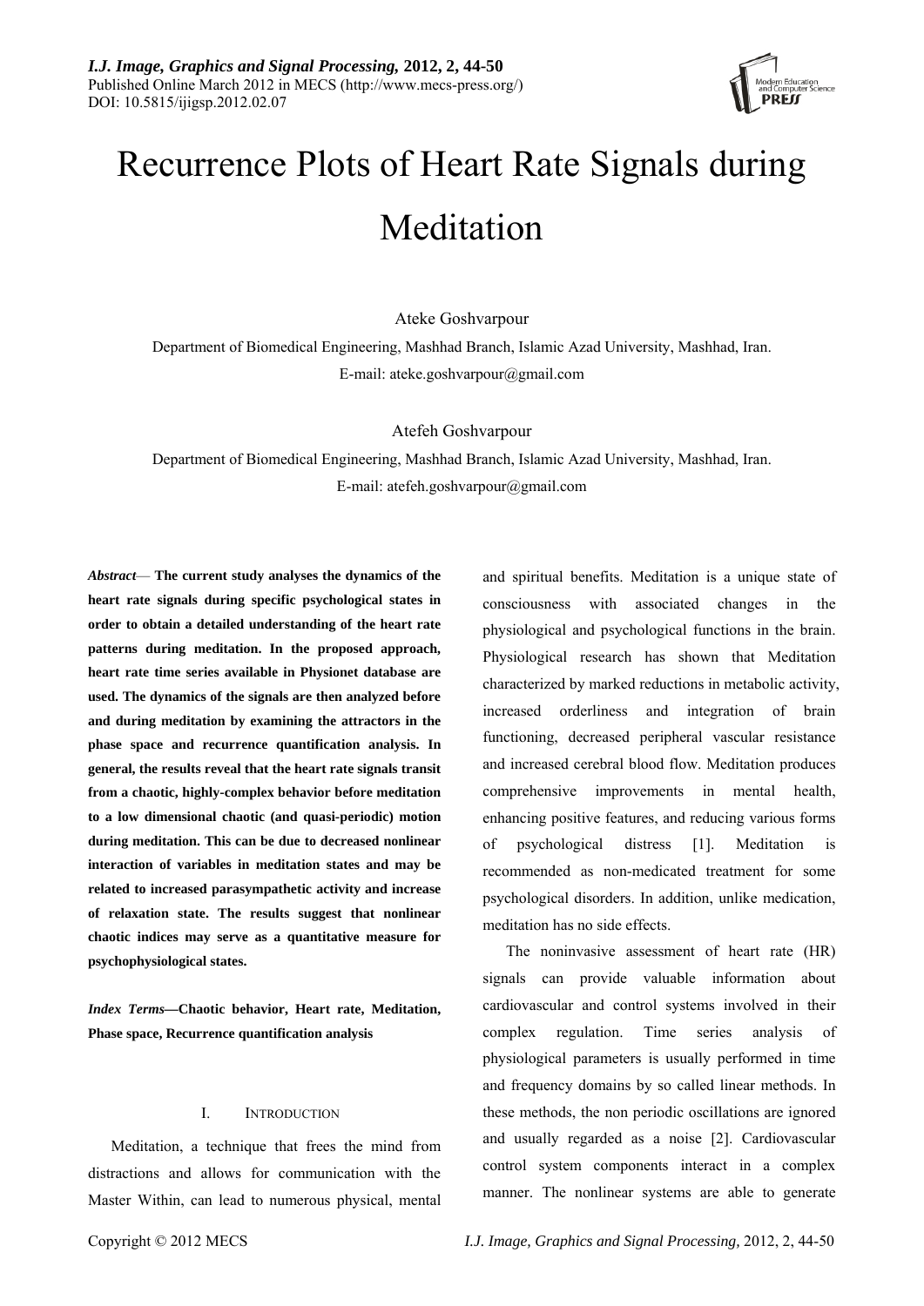# Recurrence Plots of Heart Rate Signals during Meditation

Ateke Goshvarpour

Department of Biomedical Engineering, Mashhad Branch, Islamic Azad University, Mashhad, Iran.
E-mail: ateke.goshvarpour@gmail.com

Atefeh Goshvarpour

Department of Biomedical Engineering, Mashhad Branch, Islamic Azad University, Mashhad, Iran.
E-mail: atefeh.goshvarpour@gmail.com

***Abstract*— The current study analyses the dynamics of the heart rate signals during specific psychological states in order to obtain a detailed understanding of the heart rate patterns during meditation. In the proposed approach, heart rate time series available in Physionet database are used. The dynamics of the signals are then analyzed before and during meditation by examining the attractors in the phase space and recurrence quantification analysis. In general, the results reveal that the heart rate signals transit from a chaotic, highly-complex behavior before meditation to a low dimensional chaotic (and quasi-periodic) motion during meditation. This can be due to decreased nonlinear interaction of variables in meditation states and may be related to increased parasympathetic activity and increase of relaxation state. The results suggest that nonlinear chaotic indices may serve as a quantitative measure for psychophysiological states.**

***Index Terms*—Chaotic behavior, Heart rate, Meditation, Phase space, Recurrence quantification analysis**

## I. INTRODUCTION

Meditation, a technique that frees the mind from distractions and allows for communication with the Master Within, can lead to numerous physical, mental and spiritual benefits. Meditation is a unique state of consciousness with associated changes in the physiological and psychological functions in the brain. Physiological research has shown that Meditation characterized by marked reductions in metabolic activity, increased orderliness and integration of brain functioning, decreased peripheral vascular resistance and increased cerebral blood flow. Meditation produces comprehensive improvements in mental health, enhancing positive features, and reducing various forms of psychological distress [1]. Meditation is recommended as non-medicated treatment for some psychological disorders. In addition, unlike medication, meditation has no side effects.

The noninvasive assessment of heart rate (HR) signals can provide valuable information about cardiovascular and control systems involved in their complex regulation. Time series analysis of physiological parameters is usually performed in time and frequency domains by so called linear methods. In these methods, the non periodic oscillations are ignored and usually regarded as a noise [2]. Cardiovascular control system components interact in a complex manner. The nonlinear systems are able to generate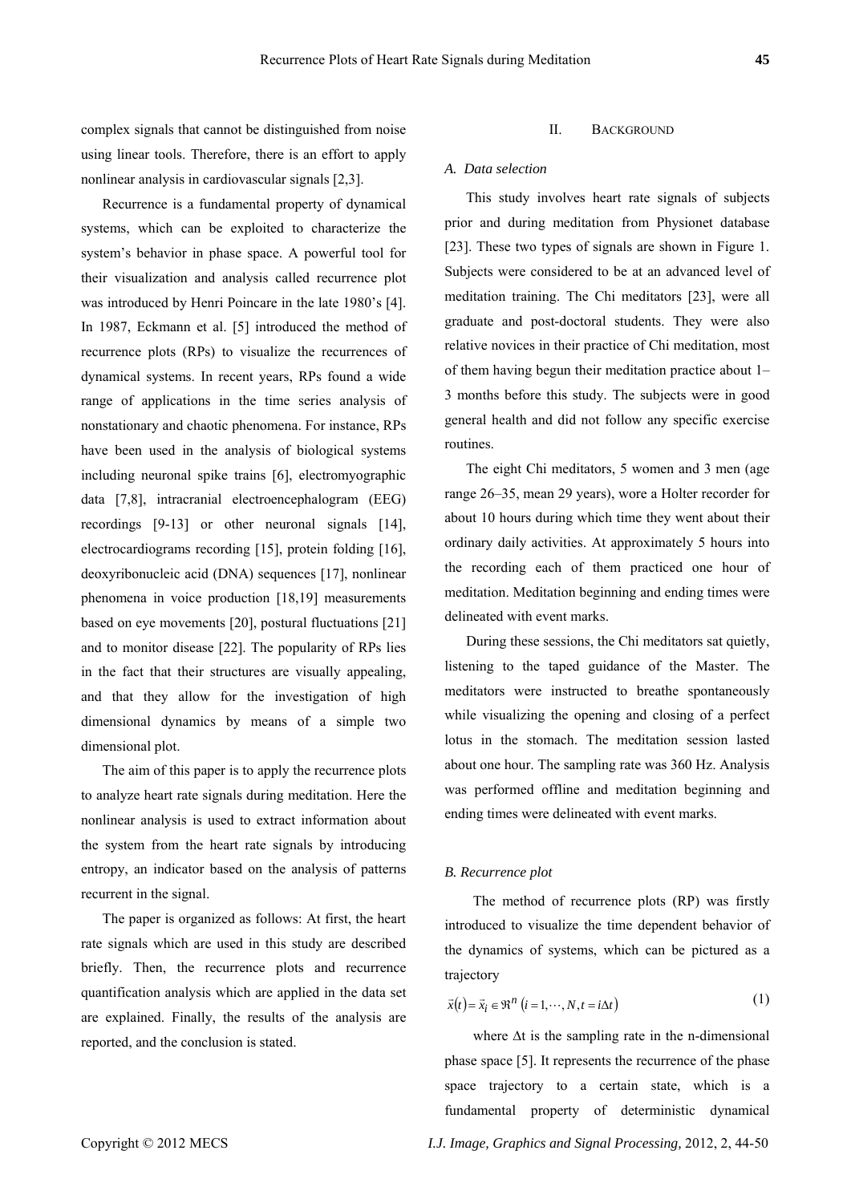complex signals that cannot be distinguished from noise using linear tools. Therefore, there is an effort to apply nonlinear analysis in cardiovascular signals [2,3].

Recurrence is a fundamental property of dynamical systems, which can be exploited to characterize the system's behavior in phase space. A powerful tool for their visualization and analysis called recurrence plot was introduced by Henri Poincare in the late 1980's [4]. In 1987, Eckmann et al. [5] introduced the method of recurrence plots (RPs) to visualize the recurrences of dynamical systems. In recent years, RPs found a wide range of applications in the time series analysis of nonstationary and chaotic phenomena. For instance, RPs have been used in the analysis of biological systems including neuronal spike trains [6], electromyographic data [7,8], intracranial electroencephalogram (EEG) recordings [9-13] or other neuronal signals [14], electrocardiograms recording [15], protein folding [16], deoxyribonucleic acid (DNA) sequences [17], nonlinear phenomena in voice production [18,19] measurements based on eye movements [20], postural fluctuations [21] and to monitor disease [22]. The popularity of RPs lies in the fact that their structures are visually appealing, and that they allow for the investigation of high dimensional dynamics by means of a simple two dimensional plot.

The aim of this paper is to apply the recurrence plots to analyze heart rate signals during meditation. Here the nonlinear analysis is used to extract information about the system from the heart rate signals by introducing entropy, an indicator based on the analysis of patterns recurrent in the signal.

The paper is organized as follows: At first, the heart rate signals which are used in this study are described briefly. Then, the recurrence plots and recurrence quantification analysis which are applied in the data set are explained. Finally, the results of the analysis are reported, and the conclusion is stated.

## II. Background

### *A. Data selection*

This study involves heart rate signals of subjects prior and during meditation from Physionet database [23]. These two types of signals are shown in Figure 1. Subjects were considered to be at an advanced level of meditation training. The Chi meditators [23], were all graduate and post-doctoral students. They were also relative novices in their practice of Chi meditation, most of them having begun their meditation practice about 1–3 months before this study. The subjects were in good general health and did not follow any specific exercise routines.

The eight Chi meditators, 5 women and 3 men (age range 26–35, mean 29 years), wore a Holter recorder for about 10 hours during which time they went about their ordinary daily activities. At approximately 5 hours into the recording each of them practiced one hour of meditation. Meditation beginning and ending times were delineated with event marks.

During these sessions, the Chi meditators sat quietly, listening to the taped guidance of the Master. The meditators were instructed to breathe spontaneously while visualizing the opening and closing of a perfect lotus in the stomach. The meditation session lasted about one hour. The sampling rate was 360 Hz. Analysis was performed offline and meditation beginning and ending times were delineated with event marks.

### *B. Recurrence plot*

The method of recurrence plots (RP) was firstly introduced to visualize the time dependent behavior of the dynamics of systems, which can be pictured as a trajectory

$$\vec{x}(t) = \vec{x}_i \in \Re^n \ (i = 1, \cdots, N, t = i\Delta t) \tag{1}$$

where $\Delta t$ is the sampling rate in the n-dimensional phase space [5]. It represents the recurrence of the phase space trajectory to a certain state, which is a fundamental property of deterministic dynamical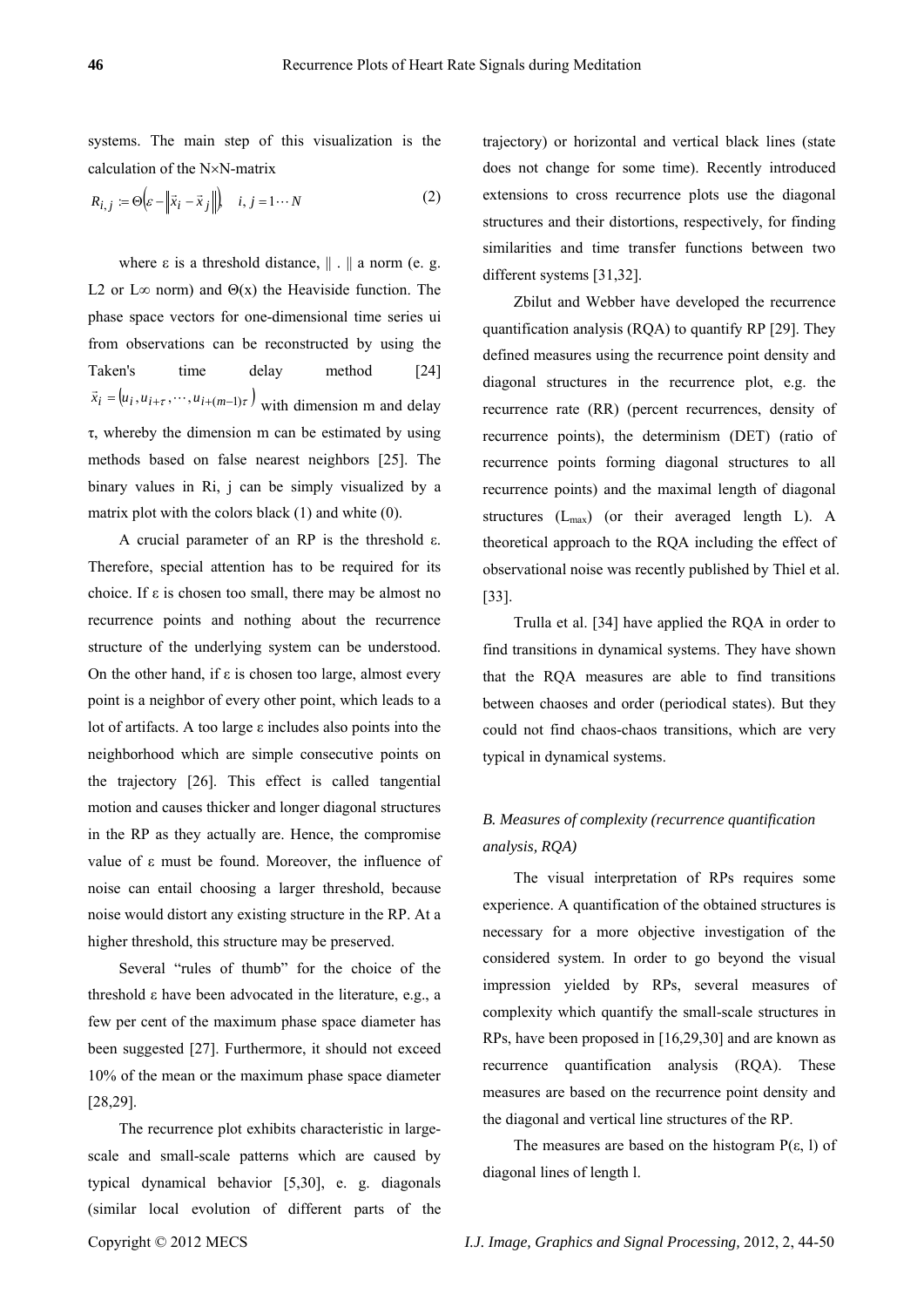systems. The main step of this visualization is the calculation of the N×N-matrix

$$R_{i,j} := \Theta\left(\varepsilon - \left\|\vec{x}_i - \vec{x}_j\right\|\right), \quad i, j = 1 \cdots N \tag{2}$$

where ε is a threshold distance, ‖ . ‖ a norm (e. g. L2 or L∞ norm) and Θ(x) the Heaviside function. The phase space vectors for one-dimensional time series ui from observations can be reconstructed by using the Taken's time delay method [24] $\vec{x}_i = \left(u_i, u_{i+\tau}, \cdots, u_{i+(m-1)\tau}\right)$ with dimension m and delay τ, whereby the dimension m can be estimated by using methods based on false nearest neighbors [25]. The binary values in Ri, j can be simply visualized by a matrix plot with the colors black (1) and white (0).

A crucial parameter of an RP is the threshold ε. Therefore, special attention has to be required for its choice. If ε is chosen too small, there may be almost no recurrence points and nothing about the recurrence structure of the underlying system can be understood. On the other hand, if ε is chosen too large, almost every point is a neighbor of every other point, which leads to a lot of artifacts. A too large ε includes also points into the neighborhood which are simple consecutive points on the trajectory [26]. This effect is called tangential motion and causes thicker and longer diagonal structures in the RP as they actually are. Hence, the compromise value of ε must be found. Moreover, the influence of noise can entail choosing a larger threshold, because noise would distort any existing structure in the RP. At a higher threshold, this structure may be preserved.

Several "rules of thumb" for the choice of the threshold ε have been advocated in the literature, e.g., a few per cent of the maximum phase space diameter has been suggested [27]. Furthermore, it should not exceed 10% of the mean or the maximum phase space diameter [28,29].

The recurrence plot exhibits characteristic in large-scale and small-scale patterns which are caused by typical dynamical behavior [5,30], e. g. diagonals (similar local evolution of different parts of the trajectory) or horizontal and vertical black lines (state does not change for some time). Recently introduced extensions to cross recurrence plots use the diagonal structures and their distortions, respectively, for finding similarities and time transfer functions between two different systems [31,32].

Zbilut and Webber have developed the recurrence quantification analysis (RQA) to quantify RP [29]. They defined measures using the recurrence point density and diagonal structures in the recurrence plot, e.g. the recurrence rate (RR) (percent recurrences, density of recurrence points), the determinism (DET) (ratio of recurrence points forming diagonal structures to all recurrence points) and the maximal length of diagonal structures ($L_{max}$) (or their averaged length L). A theoretical approach to the RQA including the effect of observational noise was recently published by Thiel et al. [33].

Trulla et al. [34] have applied the RQA in order to find transitions in dynamical systems. They have shown that the RQA measures are able to find transitions between chaoses and order (periodical states). But they could not find chaos-chaos transitions, which are very typical in dynamical systems.

### *B. Measures of complexity (recurrence quantification analysis, RQA)*

The visual interpretation of RPs requires some experience. A quantification of the obtained structures is necessary for a more objective investigation of the considered system. In order to go beyond the visual impression yielded by RPs, several measures of complexity which quantify the small-scale structures in RPs, have been proposed in [16,29,30] and are known as recurrence quantification analysis (RQA). These measures are based on the recurrence point density and the diagonal and vertical line structures of the RP.

The measures are based on the histogram P(ε, l) of diagonal lines of length l.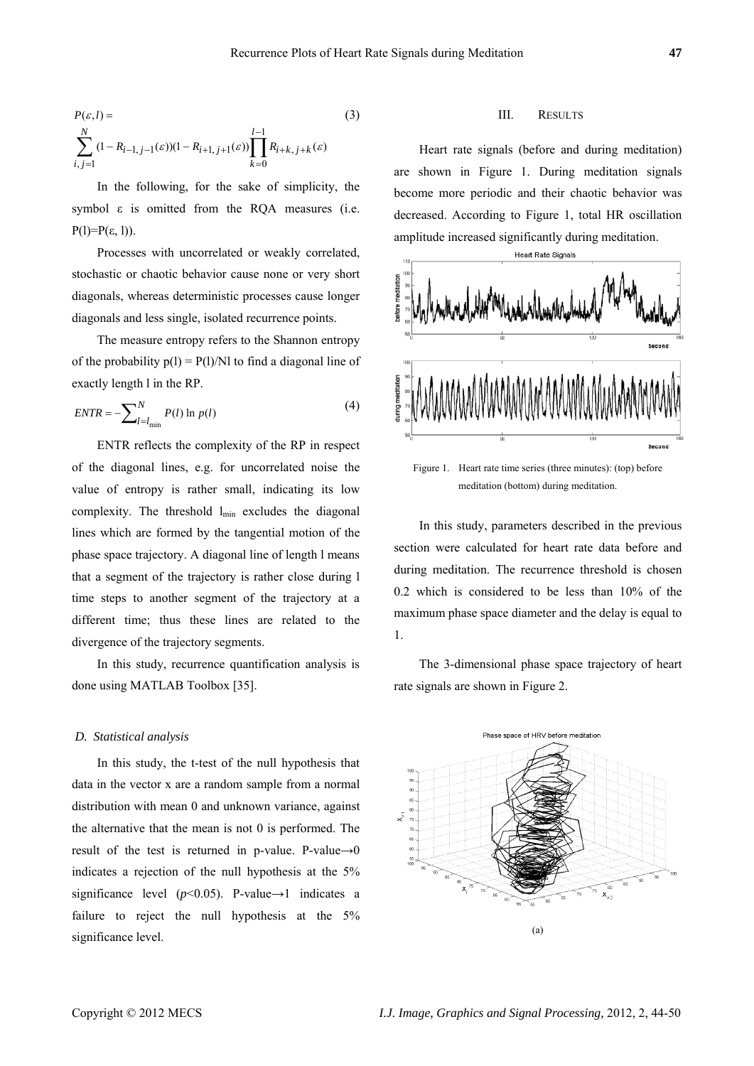$$P(\varepsilon, l) = \sum_{i,j=1}^{N} (1 - R_{i-1,j-1}(\varepsilon))(1 - R_{i+1,j+1}(\varepsilon)) \prod_{k=0}^{l-1} R_{i+k,j+k}(\varepsilon) \tag{3}$$

In the following, for the sake of simplicity, the symbol ε is omitted from the RQA measures (i.e. $P(l)=P(\varepsilon, l)$).

Processes with uncorrelated or weakly correlated, stochastic or chaotic behavior cause none or very short diagonals, whereas deterministic processes cause longer diagonals and less single, isolated recurrence points.

The measure entropy refers to the Shannon entropy of the probability $p(l) = P(l)/Nl$ to find a diagonal line of exactly length l in the RP.

$$ENTR = -\sum_{l=l_{\min}}^{N} P(l) \ln p(l) \tag{4}$$

ENTR reflects the complexity of the RP in respect of the diagonal lines, e.g. for uncorrelated noise the value of entropy is rather small, indicating its low complexity. The threshold $l_{\min}$ excludes the diagonal lines which are formed by the tangential motion of the phase space trajectory. A diagonal line of length l means that a segment of the trajectory is rather close during l time steps to another segment of the trajectory at a different time; thus these lines are related to the divergence of the trajectory segments.

In this study, recurrence quantification analysis is done using MATLAB Toolbox [35].

### D. Statistical analysis

In this study, the t-test of the null hypothesis that data in the vector x are a random sample from a normal distribution with mean 0 and unknown variance, against the alternative that the mean is not 0 is performed. The result of the test is returned in p-value. P-value→0 indicates a rejection of the null hypothesis at the 5% significance level ($p<0.05$). P-value→1 indicates a failure to reject the null hypothesis at the 5% significance level.

## III. Results

Heart rate signals (before and during meditation) are shown in Figure 1. During meditation signals become more periodic and their chaotic behavior was decreased. According to Figure 1, total HR oscillation amplitude increased significantly during meditation.

Figure 1. Heart rate time series (three minutes): (top) before meditation (bottom) during meditation.

In this study, parameters described in the previous section were calculated for heart rate data before and during meditation. The recurrence threshold is chosen 0.2 which is considered to be less than 10% of the maximum phase space diameter and the delay is equal to 1.

The 3-dimensional phase space trajectory of heart rate signals are shown in Figure 2.

(a)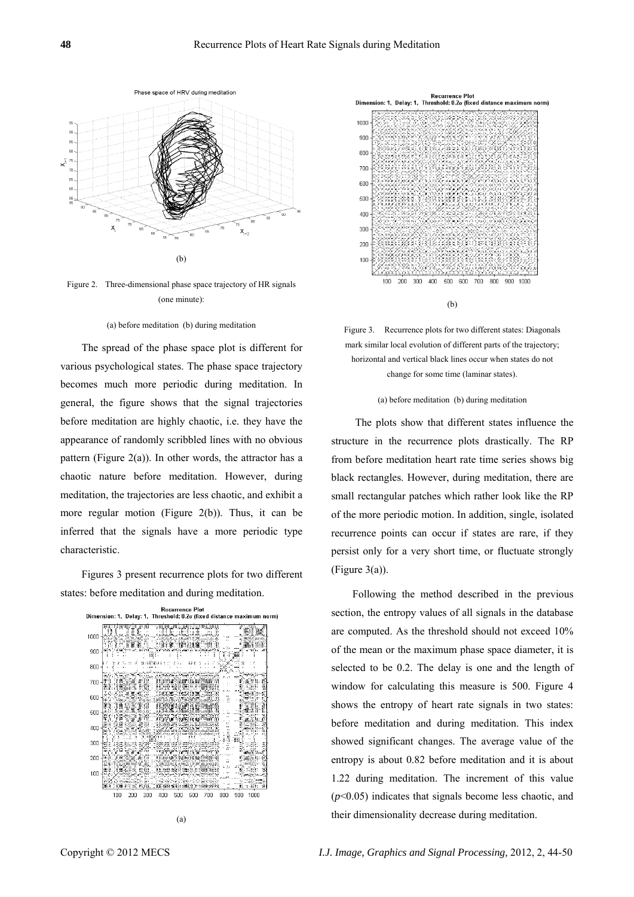(b)

Figure 2. Three-dimensional phase space trajectory of HR signals (one minute):

(a) before meditation (b) during meditation

The spread of the phase space plot is different for various psychological states. The phase space trajectory becomes much more periodic during meditation. In general, the figure shows that the signal trajectories before meditation are highly chaotic, i.e. they have the appearance of randomly scribbled lines with no obvious pattern (Figure 2(a)). In other words, the attractor has a chaotic nature before meditation. However, during meditation, the trajectories are less chaotic, and exhibit a more regular motion (Figure 2(b)). Thus, it can be inferred that the signals have a more periodic type characteristic.

Figures 3 present recurrence plots for two different states: before meditation and during meditation.

(a)

(b)

Figure 3. Recurrence plots for two different states: Diagonals mark similar local evolution of different parts of the trajectory; horizontal and vertical black lines occur when states do not change for some time (laminar states).

(a) before meditation (b) during meditation

The plots show that different states influence the structure in the recurrence plots drastically. The RP from before meditation heart rate time series shows big black rectangles. However, during meditation, there are small rectangular patches which rather look like the RP of the more periodic motion. In addition, single, isolated recurrence points can occur if states are rare, if they persist only for a very short time, or fluctuate strongly (Figure 3(a)).

Following the method described in the previous section, the entropy values of all signals in the database are computed. As the threshold should not exceed 10% of the mean or the maximum phase space diameter, it is selected to be 0.2. The delay is one and the length of window for calculating this measure is 500. Figure 4 shows the entropy of heart rate signals in two states: before meditation and during meditation. This index showed significant changes. The average value of the entropy is about 0.82 before meditation and it is about 1.22 during meditation. The increment of this value ($p<0.05$) indicates that signals become less chaotic, and their dimensionality decrease during meditation.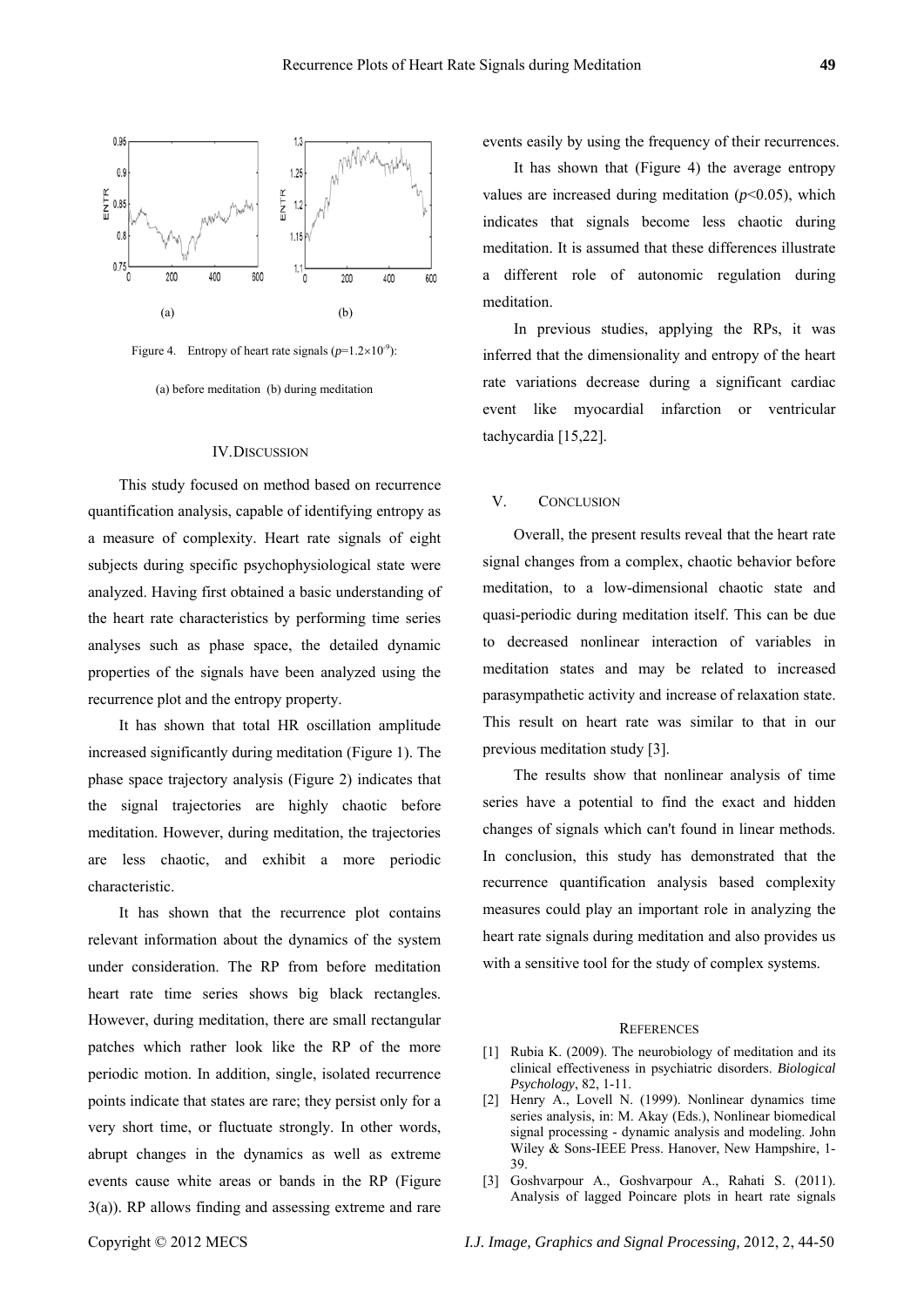Figure 4. Entropy of heart rate signals ($p$=1.2×10$^{-9}$):

(a) before meditation (b) during meditation

## IV. DISCUSSION

This study focused on method based on recurrence quantification analysis, capable of identifying entropy as a measure of complexity. Heart rate signals of eight subjects during specific psychophysiological state were analyzed. Having first obtained a basic understanding of the heart rate characteristics by performing time series analyses such as phase space, the detailed dynamic properties of the signals have been analyzed using the recurrence plot and the entropy property.

It has shown that total HR oscillation amplitude increased significantly during meditation (Figure 1). The phase space trajectory analysis (Figure 2) indicates that the signal trajectories are highly chaotic before meditation. However, during meditation, the trajectories are less chaotic, and exhibit a more periodic characteristic.

It has shown that the recurrence plot contains relevant information about the dynamics of the system under consideration. The RP from before meditation heart rate time series shows big black rectangles. However, during meditation, there are small rectangular patches which rather look like the RP of the more periodic motion. In addition, single, isolated recurrence points indicate that states are rare; they persist only for a very short time, or fluctuate strongly. In other words, abrupt changes in the dynamics as well as extreme events cause white areas or bands in the RP (Figure 3(a)). RP allows finding and assessing extreme and rare events easily by using the frequency of their recurrences.

It has shown that (Figure 4) the average entropy values are increased during meditation ($p$<0.05), which indicates that signals become less chaotic during meditation. It is assumed that these differences illustrate a different role of autonomic regulation during meditation.

In previous studies, applying the RPs, it was inferred that the dimensionality and entropy of the heart rate variations decrease during a significant cardiac event like myocardial infarction or ventricular tachycardia [15,22].

## V. CONCLUSION

Overall, the present results reveal that the heart rate signal changes from a complex, chaotic behavior before meditation, to a low-dimensional chaotic state and quasi-periodic during meditation itself. This can be due to decreased nonlinear interaction of variables in meditation states and may be related to increased parasympathetic activity and increase of relaxation state. This result on heart rate was similar to that in our previous meditation study [3].

The results show that nonlinear analysis of time series have a potential to find the exact and hidden changes of signals which can't found in linear methods. In conclusion, this study has demonstrated that the recurrence quantification analysis based complexity measures could play an important role in analyzing the heart rate signals during meditation and also provides us with a sensitive tool for the study of complex systems.

## REFERENCES

[1] Rubia K. (2009). The neurobiology of meditation and its clinical effectiveness in psychiatric disorders. *Biological Psychology*, 82, 1-11.

[2] Henry A., Lovell N. (1999). Nonlinear dynamics time series analysis, in: M. Akay (Eds.), Nonlinear biomedical signal processing - dynamic analysis and modeling. John Wiley & Sons-IEEE Press. Hanover, New Hampshire, 1-39.

[3] Goshvarpour A., Goshvarpour A., Rahati S. (2011). Analysis of lagged Poincare plots in heart rate signals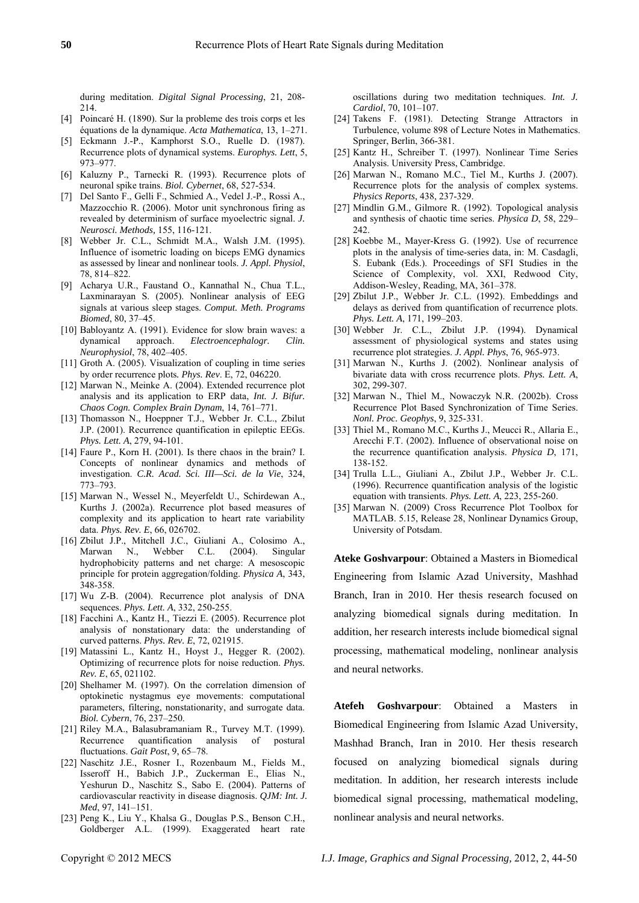during meditation. *Digital Signal Processing*, 21, 208-214.

[4] Poincaré H. (1890). Sur la probleme des trois corps et les équations de la dynamique. *Acta Mathematica*, 13, 1–271.

[5] Eckmann J.-P., Kamphorst S.O., Ruelle D. (1987). Recurrence plots of dynamical systems. *Europhys. Lett*, 5, 973–977.

[6] Kaluzny P., Tarnecki R. (1993). Recurrence plots of neuronal spike trains. *Biol. Cybernet*, 68, 527-534.

[7] Del Santo F., Gelli F., Schmied A., Vedel J.-P., Rossi A., Mazzocchio R. (2006). Motor unit synchronous firing as revealed by determinism of surface myoelectric signal. *J. Neurosci. Methods,* 155, 116-121.

[8] Webber Jr. C.L., Schmidt M.A., Walsh J.M. (1995). Influence of isometric loading on biceps EMG dynamics as assessed by linear and nonlinear tools. *J. Appl. Physiol*, 78, 814–822.

[9] Acharya U.R., Faustand O., Kannathal N., Chua T.L., Laxminarayan S. (2005). Nonlinear analysis of EEG signals at various sleep stages. *Comput. Meth. Programs Biomed*, 80, 37–45.

[10] Babloyantz A. (1991). Evidence for slow brain waves: a dynamical approach. *Electroencephalogr. Clin. Neurophysiol*, 78, 402–405.

[11] Groth A. (2005). Visualization of coupling in time series by order recurrence plots. *Phys. Rev*. E, 72, 046220.

[12] Marwan N., Meinke A. (2004). Extended recurrence plot analysis and its application to ERP data, *Int. J. Bifur. Chaos Cogn. Complex Brain Dynam*, 14, 761–771.

[13] Thomasson N., Hoeppner T.J., Webber Jr. C.L., Zbilut J.P. (2001). Recurrence quantification in epileptic EEGs. *Phys. Lett. A*, 279, 94-101.

[14] Faure P., Korn H. (2001). Is there chaos in the brain? I. Concepts of nonlinear dynamics and methods of investigation. *C.R. Acad. Sci. III—Sci. de la Vie*, 324, 773–793.

[15] Marwan N., Wessel N., Meyerfeldt U., Schirdewan A., Kurths J. (2002a). Recurrence plot based measures of complexity and its application to heart rate variability data. *Phys. Rev. E*, 66, 026702.

[16] Zbilut J.P., Mitchell J.C., Giuliani A., Colosimo A., Marwan N., Webber C.L. (2004). Singular hydrophobicity patterns and net charge: A mesoscopic principle for protein aggregation/folding. *Physica A*, 343, 348-358.

[17] Wu Z-B. (2004). Recurrence plot analysis of DNA sequences. *Phys. Lett. A*, 332, 250-255.

[18] Facchini A., Kantz H., Tiezzi E. (2005). Recurrence plot analysis of nonstationary data: the understanding of curved patterns. *Phys. Rev. E*, 72, 021915.

[19] Matassini L., Kantz H., Hoyst J., Hegger R. (2002). Optimizing of recurrence plots for noise reduction. *Phys. Rev. E*, 65, 021102.

[20] Shelhamer M. (1997). On the correlation dimension of optokinetic nystagmus eye movements: computational parameters, filtering, nonstationarity, and surrogate data. *Biol. Cybern*, 76, 237–250.

[21] Riley M.A., Balasubramaniam R., Turvey M.T. (1999). Recurrence quantification analysis of postural fluctuations. *Gait Post*, 9, 65–78.

[22] Naschitz J.E., Rosner I., Rozenbaum M., Fields M., Isseroff H., Babich J.P., Zuckerman E., Elias N., Yeshurun D., Naschitz S., Sabo E. (2004). Patterns of cardiovascular reactivity in disease diagnosis. *QJM: Int. J. Med*, 97, 141–151.

[23] Peng K., Liu Y., Khalsa G., Douglas P.S., Benson C.H., Goldberger A.L. (1999). Exaggerated heart rate oscillations during two meditation techniques. *Int. J. Cardiol*, 70, 101–107.

[24] Takens F. (1981). Detecting Strange Attractors in Turbulence, volume 898 of Lecture Notes in Mathematics. Springer, Berlin, 366-381.

[25] Kantz H., Schreiber T. (1997). Nonlinear Time Series Analysis. University Press, Cambridge.

[26] Marwan N., Romano M.C., Tiel M., Kurths J. (2007). Recurrence plots for the analysis of complex systems. *Physics Reports*, 438, 237-329.

[27] Mindlin G.M., Gilmore R. (1992). Topological analysis and synthesis of chaotic time series. *Physica D*, 58, 229–242.

[28] Koebbe M., Mayer-Kress G. (1992). Use of recurrence plots in the analysis of time-series data, in: M. Casdagli, S. Eubank (Eds.). Proceedings of SFI Studies in the Science of Complexity, vol. XXI, Redwood City, Addison-Wesley, Reading, MA, 361–378.

[29] Zbilut J.P., Webber Jr. C.L. (1992). Embeddings and delays as derived from quantification of recurrence plots. *Phys. Lett. A*, 171, 199–203.

[30] Webber Jr. C.L., Zbilut J.P. (1994). Dynamical assessment of physiological systems and states using recurrence plot strategies. *J. Appl. Phys*, 76, 965-973.

[31] Marwan N., Kurths J. (2002). Nonlinear analysis of bivariate data with cross recurrence plots. *Phys. Lett. A*, 302, 299-307.

[32] Marwan N., Thiel M., Nowaczyk N.R. (2002b). Cross Recurrence Plot Based Synchronization of Time Series. *Nonl. Proc. Geophys*, 9, 325-331.

[33] Thiel M., Romano M.C., Kurths J., Meucci R., Allaria E., Arecchi F.T. (2002). Influence of observational noise on the recurrence quantification analysis. *Physica D*, 171, 138-152.

[34] Trulla L.L., Giuliani A., Zbilut J.P., Webber Jr. C.L. (1996). Recurrence quantification analysis of the logistic equation with transients. *Phys. Lett. A*, 223, 255-260.

[35] Marwan N. (2009) Cross Recurrence Plot Toolbox for MATLAB. 5.15, Release 28, Nonlinear Dynamics Group, University of Potsdam.

**Ateke Goshvarpour**: Obtained a Masters in Biomedical Engineering from Islamic Azad University, Mashhad Branch, Iran in 2010. Her thesis research focused on analyzing biomedical signals during meditation. In addition, her research interests include biomedical signal processing, mathematical modeling, nonlinear analysis and neural networks.

**Atefeh Goshvarpour**: Obtained a Masters in Biomedical Engineering from Islamic Azad University, Mashhad Branch, Iran in 2010. Her thesis research focused on analyzing biomedical signals during meditation. In addition, her research interests include biomedical signal processing, mathematical modeling, nonlinear analysis and neural networks.